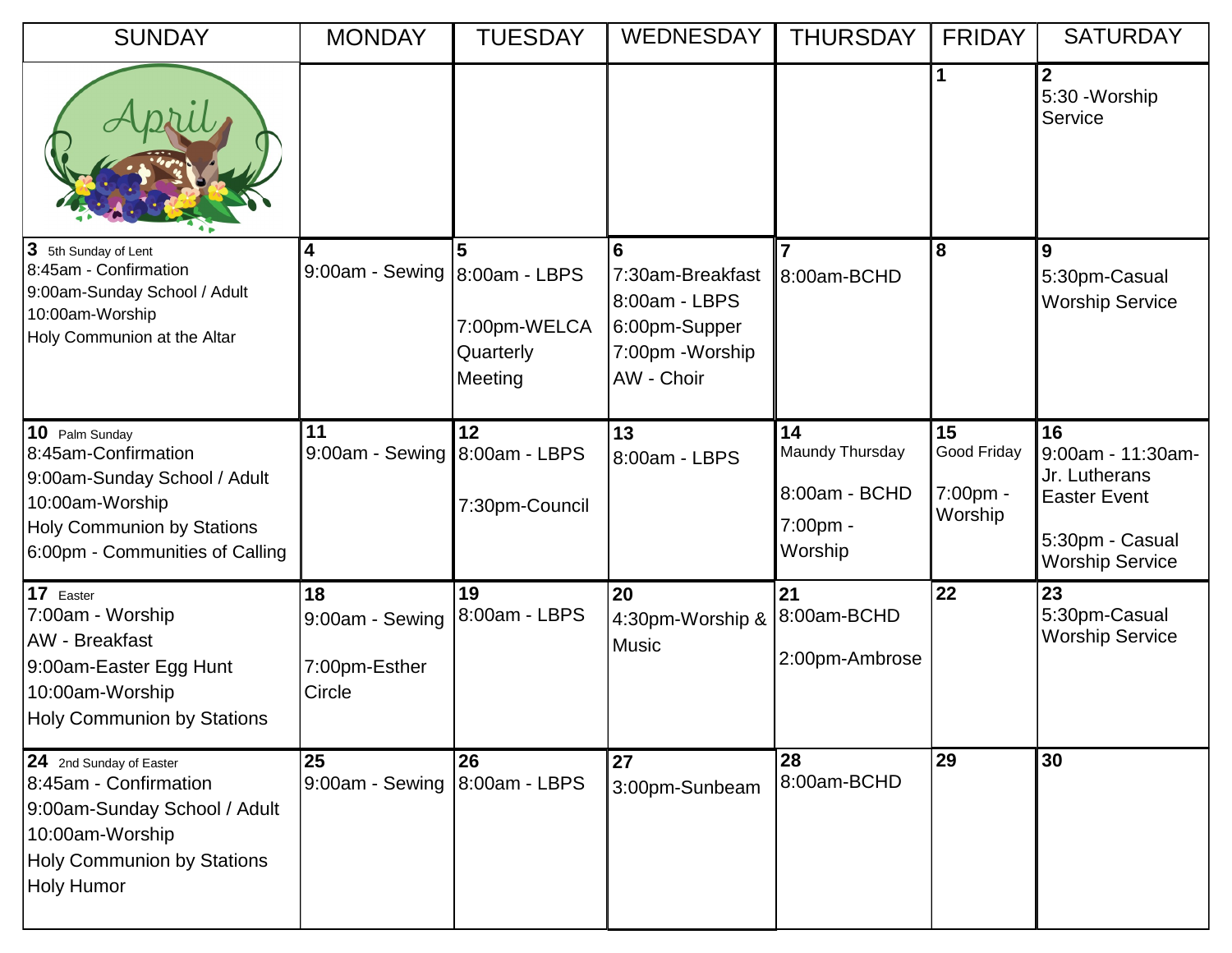| SUNDAY | MONDAY | TUESDAY | WEDNESDAY | THURSDAY | FRIDAY | SATURDAY |
|---|---|---|---|---|---|---|
| April | | | | | **1** | **2**<br>5:30 -Worship Service |
| **3** 5th Sunday of Lent<br>8:45am - Confirmation<br>9:00am-Sunday School / Adult<br>10:00am-Worship<br>Holy Communion at the Altar | **4**<br>9:00am - Sewing | **5**<br>8:00am - LBPS<br><br>7:00pm-WELCA Quarterly Meeting | **6**<br>7:30am-Breakfast<br>8:00am - LBPS<br>6:00pm-Supper<br>7:00pm -Worship<br>AW - Choir | **7**<br>8:00am-BCHD | **8** | **9**<br>5:30pm-Casual Worship Service |
| **10** Palm Sunday<br>8:45am-Confirmation<br>9:00am-Sunday School / Adult<br>10:00am-Worship<br>Holy Communion by Stations<br>6:00pm - Communities of Calling | **11**<br>9:00am - Sewing | **12**<br>8:00am - LBPS<br><br>7:30pm-Council | **13**<br>8:00am - LBPS | **14**<br>Maundy Thursday<br><br>8:00am - BCHD<br>7:00pm - Worship | **15**<br>Good Friday<br><br>7:00pm - Worship | **16**<br>9:00am - 11:30am- Jr. Lutherans Easter Event<br><br>5:30pm - Casual Worship Service |
| **17** Easter<br>7:00am - Worship<br>AW - Breakfast<br>9:00am-Easter Egg Hunt<br>10:00am-Worship<br>Holy Communion by Stations | **18**<br>9:00am - Sewing<br><br>7:00pm-Esther Circle | **19**<br>8:00am - LBPS | **20**<br>4:30pm-Worship & Music | **21**<br>8:00am-BCHD<br><br>2:00pm-Ambrose | **22** | **23**<br>5:30pm-Casual Worship Service |
| **24** 2nd Sunday of Easter<br>8:45am - Confirmation<br>9:00am-Sunday School / Adult<br>10:00am-Worship<br>Holy Communion by Stations<br>Holy Humor | **25**<br>9:00am - Sewing | **26**<br>8:00am - LBPS | **27**<br>3:00pm-Sunbeam | **28**<br>8:00am-BCHD | **29** | **30** |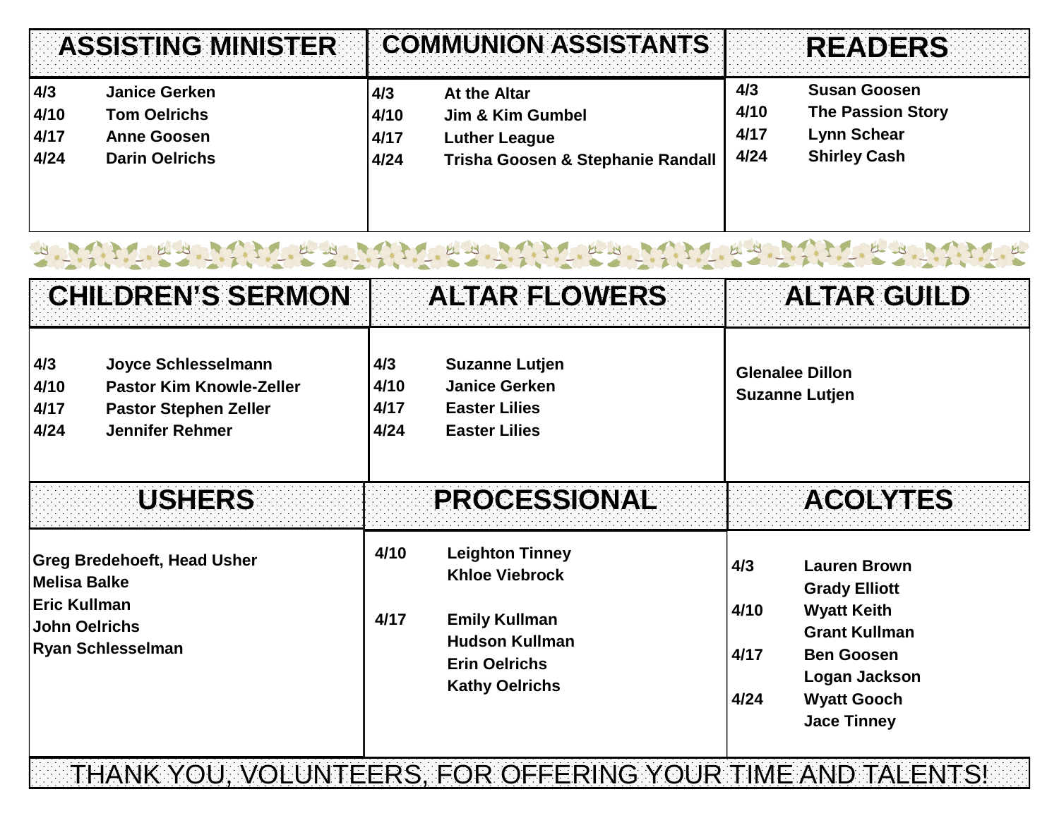## ASSISTING MINISTER

| | |
|---|---|
| 4/3 | Janice Gerken |
| 4/10 | Tom Oelrichs |
| 4/17 | Anne Goosen |
| 4/24 | Darin Oelrichs |

## COMMUNION ASSISTANTS

| | |
|---|---|
| 4/3 | At the Altar |
| 4/10 | Jim & Kim Gumbel |
| 4/17 | Luther League |
| 4/24 | Trisha Goosen & Stephanie Randall |

## READERS

| | |
|---|---|
| 4/3 | Susan Goosen |
| 4/10 | The Passion Story |
| 4/17 | Lynn Schear |
| 4/24 | Shirley Cash |

## CHILDREN'S SERMON

| | |
|---|---|
| 4/3 | Joyce Schlesselmann |
| 4/10 | Pastor Kim Knowle-Zeller |
| 4/17 | Pastor Stephen Zeller |
| 4/24 | Jennifer Rehmer |

## ALTAR FLOWERS

| | |
|---|---|
| 4/3 | Suzanne Lutjen |
| 4/10 | Janice Gerken |
| 4/17 | Easter Lilies |
| 4/24 | Easter Lilies |

## ALTAR GUILD

Glenalee Dillon
Suzanne Lutjen

## USHERS

Greg Bredehoeft, Head Usher
Melisa Balke
Eric Kullman
John Oelrichs
Ryan Schlesselman

## PROCESSIONAL

| | |
|---|---|
| 4/10 | Leighton Tinney<br>Khloe Viebrock |
| 4/17 | Emily Kullman<br>Hudson Kullman<br>Erin Oelrichs<br>Kathy Oelrichs |

## ACOLYTES

| | |
|---|---|
| 4/3 | Lauren Brown<br>Grady Elliott |
| 4/10 | Wyatt Keith<br>Grant Kullman |
| 4/17 | Ben Goosen<br>Logan Jackson |
| 4/24 | Wyatt Gooch<br>Jace Tinney |

THANK YOU, VOLUNTEERS, FOR OFFERING YOUR TIME AND TALENTS!